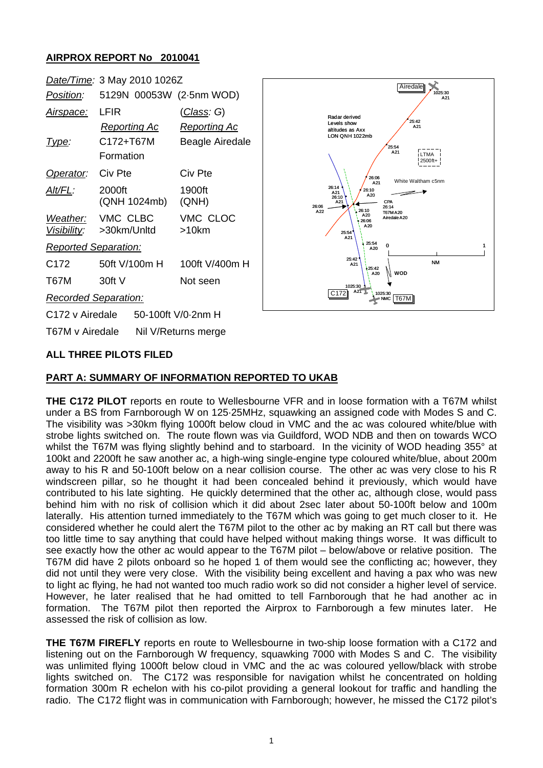## AIRPROX REPORT No 2010041

| | | |
|---|---|---|
| *Date/Time:* | 3 May 2010 1026Z | |
| *Position:* | 5129N 00053W (2·5nm WOD) | |
| *Airspace:* | LFIR | (*Class:* G) |
| | *Reporting Ac* | *Reporting Ac* |
| *Type:* | C172+T67M Formation | Beagle Airedale |
| *Operator:* | Civ Pte | Civ Pte |
| *Alt/FL:* | 2000ft (QNH 1024mb) | 1900ft (QNH) |
| *Weather:* | VMC CLBC | VMC CLOC |
| *Visibility:* | >30km/Unltd | >10km |
| *Reported Separation:* | | |
| C172 | 50ft V/100m H | 100ft V/400m H |
| T67M | 30ft V | Not seen |
| *Recorded Separation:* | | |
| C172 v Airedale | 50-100ft V/0·2nm H | |
| T67M v Airedale | Nil V/Returns merge | |

**ALL THREE PILOTS FILED**

**PART A: SUMMARY OF INFORMATION REPORTED TO UKAB**

**THE C172 PILOT** reports en route to Wellesbourne VFR and in loose formation with a T67M whilst under a BS from Farnborough W on 125·25MHz, squawking an assigned code with Modes S and C. The visibility was >30km flying 1000ft below cloud in VMC and the ac was coloured white/blue with strobe lights switched on. The route flown was via Guildford, WOD NDB and then on towards WCO whilst the T67M was flying slightly behind and to starboard. In the vicinity of WOD heading 355° at 100kt and 2200ft he saw another ac, a high-wing single-engine type coloured white/blue, about 200m away to his R and 50-100ft below on a near collision course. The other ac was very close to his R windscreen pillar, so he thought it had been concealed behind it previously, which would have contributed to his late sighting. He quickly determined that the other ac, although close, would pass behind him with no risk of collision which it did about 2sec later about 50-100ft below and 100m laterally. His attention turned immediately to the T67M which was going to get much closer to it. He considered whether he could alert the T67M pilot to the other ac by making an RT call but there was too little time to say anything that could have helped without making things worse. It was difficult to see exactly how the other ac would appear to the T67M pilot – below/above or relative position. The T67M did have 2 pilots onboard so he hoped 1 of them would see the conflicting ac; however, they did not until they were very close. With the visibility being excellent and having a pax who was new to light ac flying, he had not wanted too much radio work so did not consider a higher level of service. However, he later realised that he had omitted to tell Farnborough that he had another ac in formation. The T67M pilot then reported the Airprox to Farnborough a few minutes later. He assessed the risk of collision as low.

**THE T67M FIREFLY** reports en route to Wellesbourne in two-ship loose formation with a C172 and listening out on the Farnborough W frequency, squawking 7000 with Modes S and C. The visibility was unlimited flying 1000ft below cloud in VMC and the ac was coloured yellow/black with strobe lights switched on. The C172 was responsible for navigation whilst he concentrated on holding formation 300m R echelon with his co-pilot providing a general lookout for traffic and handling the radio. The C172 flight was in communication with Farnborough; however, he missed the C172 pilot's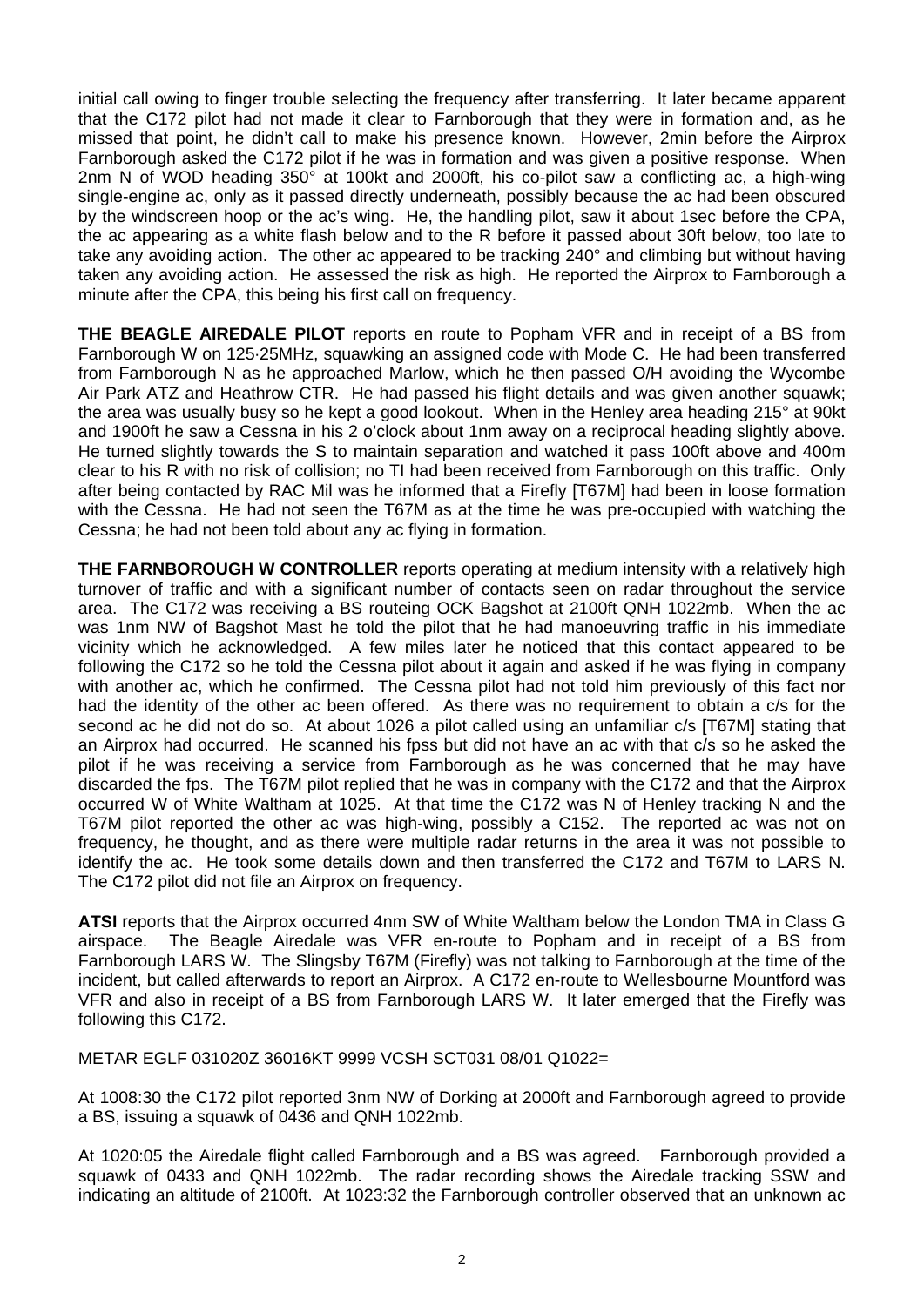initial call owing to finger trouble selecting the frequency after transferring. It later became apparent that the C172 pilot had not made it clear to Farnborough that they were in formation and, as he missed that point, he didn't call to make his presence known. However, 2min before the Airprox Farnborough asked the C172 pilot if he was in formation and was given a positive response. When 2nm N of WOD heading 350° at 100kt and 2000ft, his co-pilot saw a conflicting ac, a high-wing single-engine ac, only as it passed directly underneath, possibly because the ac had been obscured by the windscreen hoop or the ac's wing. He, the handling pilot, saw it about 1sec before the CPA, the ac appearing as a white flash below and to the R before it passed about 30ft below, too late to take any avoiding action. The other ac appeared to be tracking 240° and climbing but without having taken any avoiding action. He assessed the risk as high. He reported the Airprox to Farnborough a minute after the CPA, this being his first call on frequency.

**THE BEAGLE AIREDALE PILOT** reports en route to Popham VFR and in receipt of a BS from Farnborough W on 125·25MHz, squawking an assigned code with Mode C. He had been transferred from Farnborough N as he approached Marlow, which he then passed O/H avoiding the Wycombe Air Park ATZ and Heathrow CTR. He had passed his flight details and was given another squawk; the area was usually busy so he kept a good lookout. When in the Henley area heading 215° at 90kt and 1900ft he saw a Cessna in his 2 o'clock about 1nm away on a reciprocal heading slightly above. He turned slightly towards the S to maintain separation and watched it pass 100ft above and 400m clear to his R with no risk of collision; no TI had been received from Farnborough on this traffic. Only after being contacted by RAC Mil was he informed that a Firefly [T67M] had been in loose formation with the Cessna. He had not seen the T67M as at the time he was pre-occupied with watching the Cessna; he had not been told about any ac flying in formation.

**THE FARNBOROUGH W CONTROLLER** reports operating at medium intensity with a relatively high turnover of traffic and with a significant number of contacts seen on radar throughout the service area. The C172 was receiving a BS routeing OCK Bagshot at 2100ft QNH 1022mb. When the ac was 1nm NW of Bagshot Mast he told the pilot that he had manoeuvring traffic in his immediate vicinity which he acknowledged. A few miles later he noticed that this contact appeared to be following the C172 so he told the Cessna pilot about it again and asked if he was flying in company with another ac, which he confirmed. The Cessna pilot had not told him previously of this fact nor had the identity of the other ac been offered. As there was no requirement to obtain a c/s for the second ac he did not do so. At about 1026 a pilot called using an unfamiliar c/s [T67M] stating that an Airprox had occurred. He scanned his fpss but did not have an ac with that c/s so he asked the pilot if he was receiving a service from Farnborough as he was concerned that he may have discarded the fps. The T67M pilot replied that he was in company with the C172 and that the Airprox occurred W of White Waltham at 1025. At that time the C172 was N of Henley tracking N and the T67M pilot reported the other ac was high-wing, possibly a C152. The reported ac was not on frequency, he thought, and as there were multiple radar returns in the area it was not possible to identify the ac. He took some details down and then transferred the C172 and T67M to LARS N. The C172 pilot did not file an Airprox on frequency.

**ATSI** reports that the Airprox occurred 4nm SW of White Waltham below the London TMA in Class G airspace. The Beagle Airedale was VFR en-route to Popham and in receipt of a BS from Farnborough LARS W. The Slingsby T67M (Firefly) was not talking to Farnborough at the time of the incident, but called afterwards to report an Airprox. A C172 en-route to Wellesbourne Mountford was VFR and also in receipt of a BS from Farnborough LARS W. It later emerged that the Firefly was following this C172.

METAR EGLF 031020Z 36016KT 9999 VCSH SCT031 08/01 Q1022=

At 1008:30 the C172 pilot reported 3nm NW of Dorking at 2000ft and Farnborough agreed to provide a BS, issuing a squawk of 0436 and QNH 1022mb.

At 1020:05 the Airedale flight called Farnborough and a BS was agreed. Farnborough provided a squawk of 0433 and QNH 1022mb. The radar recording shows the Airedale tracking SSW and indicating an altitude of 2100ft. At 1023:32 the Farnborough controller observed that an unknown ac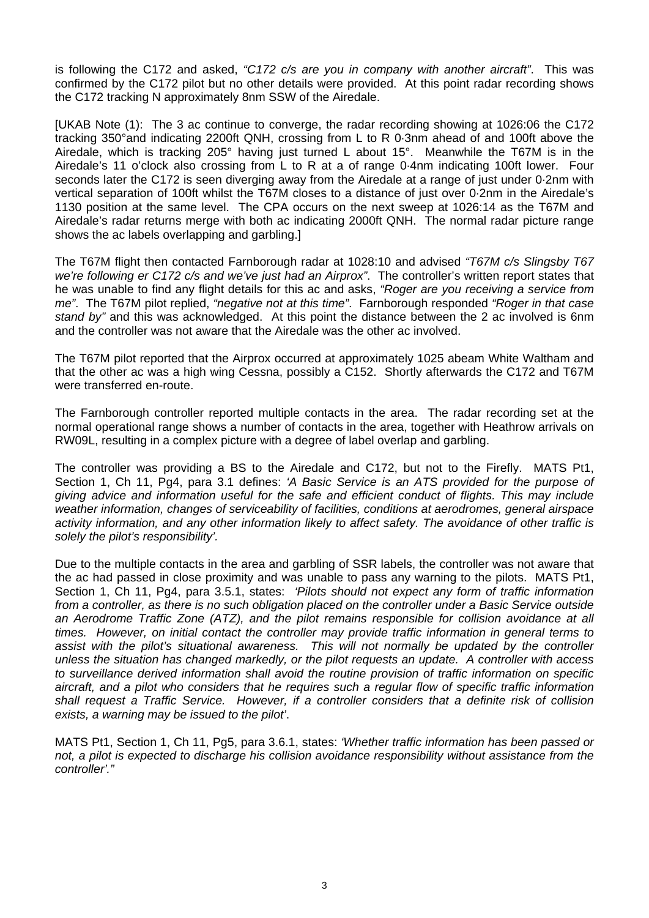is following the C172 and asked, *"C172 c/s are you in company with another aircraft"*. This was confirmed by the C172 pilot but no other details were provided. At this point radar recording shows the C172 tracking N approximately 8nm SSW of the Airedale.

[UKAB Note (1): The 3 ac continue to converge, the radar recording showing at 1026:06 the C172 tracking 350°and indicating 2200ft QNH, crossing from L to R 0·3nm ahead of and 100ft above the Airedale, which is tracking 205° having just turned L about 15°. Meanwhile the T67M is in the Airedale's 11 o'clock also crossing from L to R at a of range 0·4nm indicating 100ft lower. Four seconds later the C172 is seen diverging away from the Airedale at a range of just under 0·2nm with vertical separation of 100ft whilst the T67M closes to a distance of just over 0·2nm in the Airedale's 1130 position at the same level. The CPA occurs on the next sweep at 1026:14 as the T67M and Airedale's radar returns merge with both ac indicating 2000ft QNH. The normal radar picture range shows the ac labels overlapping and garbling.]

The T67M flight then contacted Farnborough radar at 1028:10 and advised *"T67M c/s Slingsby T67 we're following er C172 c/s and we've just had an Airprox"*. The controller's written report states that he was unable to find any flight details for this ac and asks, *"Roger are you receiving a service from me"*. The T67M pilot replied, *"negative not at this time"*. Farnborough responded *"Roger in that case stand by"* and this was acknowledged. At this point the distance between the 2 ac involved is 6nm and the controller was not aware that the Airedale was the other ac involved.

The T67M pilot reported that the Airprox occurred at approximately 1025 abeam White Waltham and that the other ac was a high wing Cessna, possibly a C152. Shortly afterwards the C172 and T67M were transferred en-route.

The Farnborough controller reported multiple contacts in the area. The radar recording set at the normal operational range shows a number of contacts in the area, together with Heathrow arrivals on RW09L, resulting in a complex picture with a degree of label overlap and garbling.

The controller was providing a BS to the Airedale and C172, but not to the Firefly. MATS Pt1, Section 1, Ch 11, Pg4, para 3.1 defines: *'A Basic Service is an ATS provided for the purpose of giving advice and information useful for the safe and efficient conduct of flights. This may include weather information, changes of serviceability of facilities, conditions at aerodromes, general airspace activity information, and any other information likely to affect safety. The avoidance of other traffic is solely the pilot's responsibility'.*

Due to the multiple contacts in the area and garbling of SSR labels, the controller was not aware that the ac had passed in close proximity and was unable to pass any warning to the pilots. MATS Pt1, Section 1, Ch 11, Pg4, para 3.5.1, states: *'Pilots should not expect any form of traffic information from a controller, as there is no such obligation placed on the controller under a Basic Service outside an Aerodrome Traffic Zone (ATZ), and the pilot remains responsible for collision avoidance at all times. However, on initial contact the controller may provide traffic information in general terms to assist with the pilot's situational awareness. This will not normally be updated by the controller unless the situation has changed markedly, or the pilot requests an update. A controller with access to surveillance derived information shall avoid the routine provision of traffic information on specific aircraft, and a pilot who considers that he requires such a regular flow of specific traffic information shall request a Traffic Service. However, if a controller considers that a definite risk of collision exists, a warning may be issued to the pilot'*.

MATS Pt1, Section 1, Ch 11, Pg5, para 3.6.1, states: *'Whether traffic information has been passed or not, a pilot is expected to discharge his collision avoidance responsibility without assistance from the controller'."*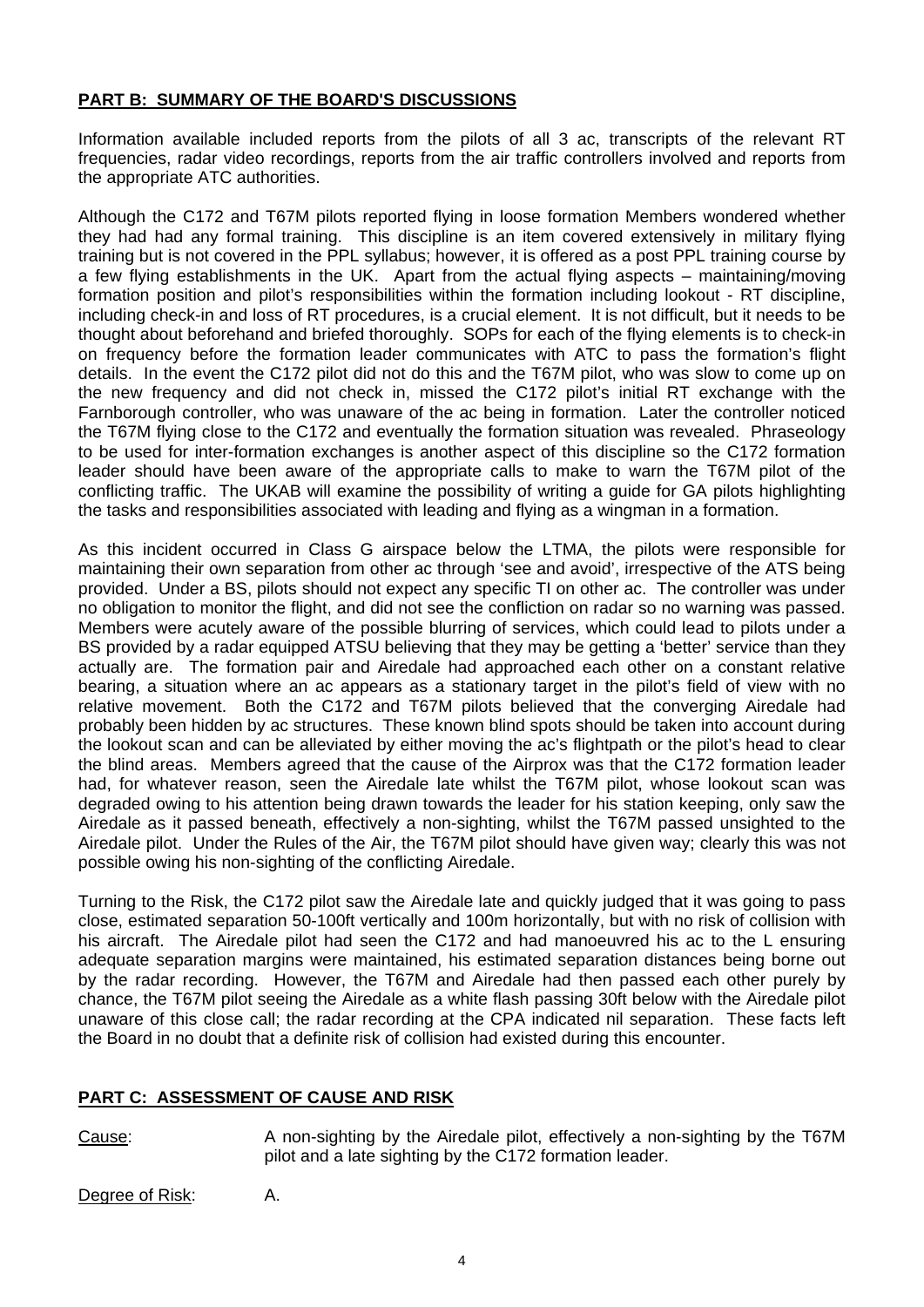## PART B: SUMMARY OF THE BOARD'S DISCUSSIONS

Information available included reports from the pilots of all 3 ac, transcripts of the relevant RT frequencies, radar video recordings, reports from the air traffic controllers involved and reports from the appropriate ATC authorities.

Although the C172 and T67M pilots reported flying in loose formation Members wondered whether they had had any formal training. This discipline is an item covered extensively in military flying training but is not covered in the PPL syllabus; however, it is offered as a post PPL training course by a few flying establishments in the UK. Apart from the actual flying aspects – maintaining/moving formation position and pilot's responsibilities within the formation including lookout - RT discipline, including check-in and loss of RT procedures, is a crucial element. It is not difficult, but it needs to be thought about beforehand and briefed thoroughly. SOPs for each of the flying elements is to check-in on frequency before the formation leader communicates with ATC to pass the formation's flight details. In the event the C172 pilot did not do this and the T67M pilot, who was slow to come up on the new frequency and did not check in, missed the C172 pilot's initial RT exchange with the Farnborough controller, who was unaware of the ac being in formation. Later the controller noticed the T67M flying close to the C172 and eventually the formation situation was revealed. Phraseology to be used for inter-formation exchanges is another aspect of this discipline so the C172 formation leader should have been aware of the appropriate calls to make to warn the T67M pilot of the conflicting traffic. The UKAB will examine the possibility of writing a guide for GA pilots highlighting the tasks and responsibilities associated with leading and flying as a wingman in a formation.

As this incident occurred in Class G airspace below the LTMA, the pilots were responsible for maintaining their own separation from other ac through 'see and avoid', irrespective of the ATS being provided. Under a BS, pilots should not expect any specific TI on other ac. The controller was under no obligation to monitor the flight, and did not see the confliction on radar so no warning was passed. Members were acutely aware of the possible blurring of services, which could lead to pilots under a BS provided by a radar equipped ATSU believing that they may be getting a 'better' service than they actually are. The formation pair and Airedale had approached each other on a constant relative bearing, a situation where an ac appears as a stationary target in the pilot's field of view with no relative movement. Both the C172 and T67M pilots believed that the converging Airedale had probably been hidden by ac structures. These known blind spots should be taken into account during the lookout scan and can be alleviated by either moving the ac's flightpath or the pilot's head to clear the blind areas. Members agreed that the cause of the Airprox was that the C172 formation leader had, for whatever reason, seen the Airedale late whilst the T67M pilot, whose lookout scan was degraded owing to his attention being drawn towards the leader for his station keeping, only saw the Airedale as it passed beneath, effectively a non-sighting, whilst the T67M passed unsighted to the Airedale pilot. Under the Rules of the Air, the T67M pilot should have given way; clearly this was not possible owing his non-sighting of the conflicting Airedale.

Turning to the Risk, the C172 pilot saw the Airedale late and quickly judged that it was going to pass close, estimated separation 50-100ft vertically and 100m horizontally, but with no risk of collision with his aircraft. The Airedale pilot had seen the C172 and had manoeuvred his ac to the L ensuring adequate separation margins were maintained, his estimated separation distances being borne out by the radar recording. However, the T67M and Airedale had then passed each other purely by chance, the T67M pilot seeing the Airedale as a white flash passing 30ft below with the Airedale pilot unaware of this close call; the radar recording at the CPA indicated nil separation. These facts left the Board in no doubt that a definite risk of collision had existed during this encounter.

## PART C: ASSESSMENT OF CAUSE AND RISK

Cause: A non-sighting by the Airedale pilot, effectively a non-sighting by the T67M pilot and a late sighting by the C172 formation leader.

Degree of Risk: A.